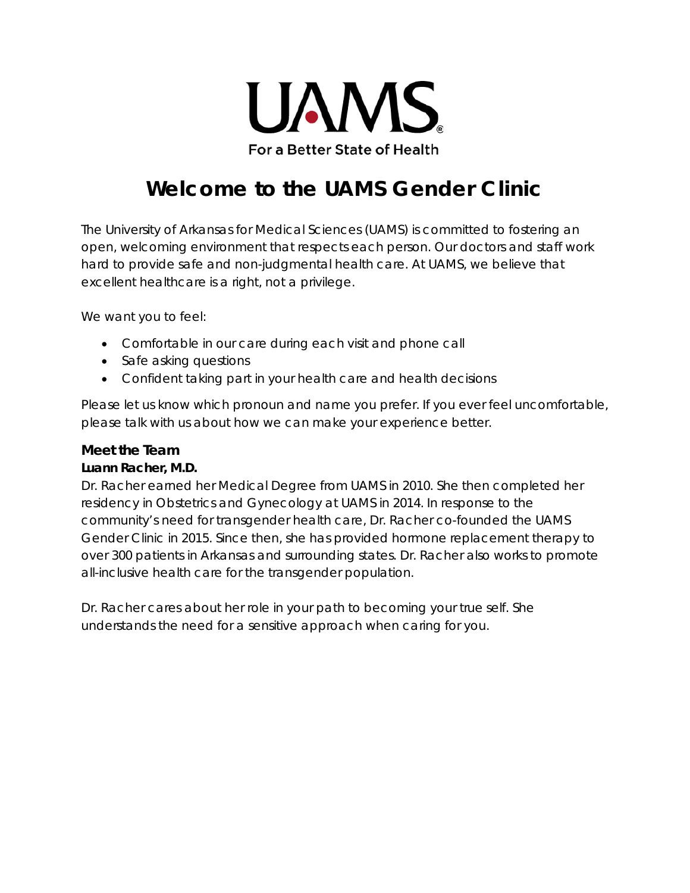UAMS

For a Better State of Health

# Welcome to the UAMS Gender Clinic

The University of Arkansas for Medical Sciences (UAMS) is committed to fostering an open, welcoming environment that respects each person. Our doctors and staff work hard to provide safe and non-judgmental health care. At UAMS, we believe that excellent healthcare is a right, not a privilege.

We want you to feel:

- Comfortable in our care during each visit and phone call
- Safe asking questions
- Confident taking part in your health care and health decisions

Please let us know which pronoun and name you prefer. If you ever feel uncomfortable, please talk with us about how we can make your experience better.

### Meet the Team

**Luann Racher, M.D.**

Dr. Racher earned her Medical Degree from UAMS in 2010. She then completed her residency in Obstetrics and Gynecology at UAMS in 2014. In response to the community's need for transgender health care, Dr. Racher co-founded the UAMS Gender Clinic in 2015. Since then, she has provided hormone replacement therapy to over 300 patients in Arkansas and surrounding states. Dr. Racher also works to promote all-inclusive health care for the transgender population.

Dr. Racher cares about her role in your path to becoming your true self. She understands the need for a sensitive approach when caring for you.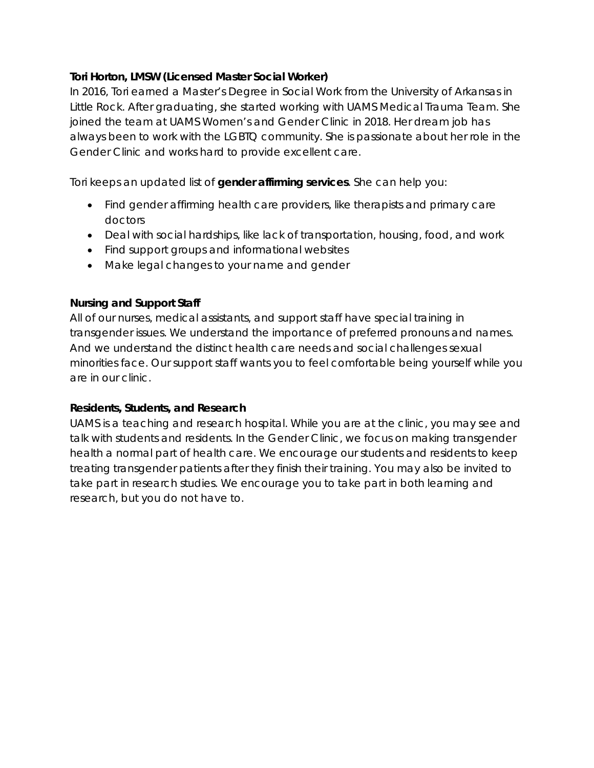**Tori Horton, LMSW (Licensed Master Social Worker)**

In 2016, Tori earned a Master's Degree in Social Work from the University of Arkansas in Little Rock. After graduating, she started working with UAMS Medical Trauma Team. She joined the team at UAMS Women's and Gender Clinic in 2018. Her dream job has always been to work with the LGBTQ community. She is passionate about her role in the Gender Clinic and works hard to provide excellent care.

Tori keeps an updated list of **gender affirming services**. She can help you:

- Find gender affirming health care providers, like therapists and primary care doctors
- Deal with social hardships, like lack of transportation, housing, food, and work
- Find support groups and informational websites
- Make legal changes to your name and gender

**Nursing and Support Staff**

All of our nurses, medical assistants, and support staff have special training in transgender issues. We understand the importance of preferred pronouns and names. And we understand the distinct health care needs and social challenges sexual minorities face. Our support staff wants you to feel comfortable being yourself while you are in our clinic.

**Residents, Students, and Research**

UAMS is a teaching and research hospital. While you are at the clinic, you may see and talk with students and residents. In the Gender Clinic, we focus on making transgender health a normal part of health care. We encourage our students and residents to keep treating transgender patients after they finish their training. You may also be invited to take part in research studies. We encourage you to take part in both learning and research, but you do not have to.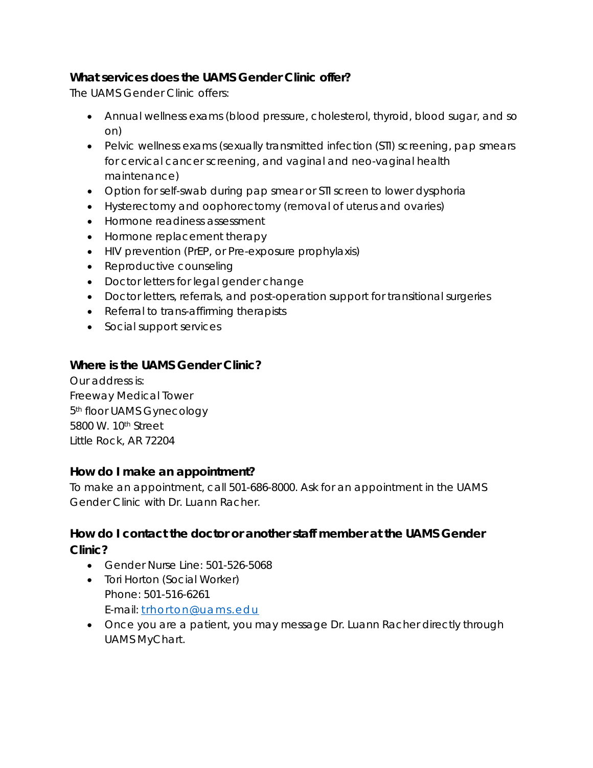### What services does the UAMS Gender Clinic offer?

The UAMS Gender Clinic offers:

- Annual wellness exams (blood pressure, cholesterol, thyroid, blood sugar, and so on)
- Pelvic wellness exams (sexually transmitted infection (STI) screening, pap smears for cervical cancer screening, and vaginal and neo-vaginal health maintenance)
- Option for self-swab during pap smear or STI screen to lower dysphoria
- Hysterectomy and oophorectomy (removal of uterus and ovaries)
- Hormone readiness assessment
- Hormone replacement therapy
- HIV prevention (PrEP, or Pre-exposure prophylaxis)
- Reproductive counseling
- Doctor letters for legal gender change
- Doctor letters, referrals, and post-operation support for transitional surgeries
- Referral to trans-affirming therapists
- Social support services

### Where is the UAMS Gender Clinic?

Our address is:
Freeway Medical Tower
5th floor UAMS Gynecology
5800 W. 10th Street
Little Rock, AR 72204

### How do I make an appointment?

To make an appointment, call 501-686-8000. Ask for an appointment in the UAMS Gender Clinic with Dr. Luann Racher.

### How do I contact the doctor or another staff member at the UAMS Gender Clinic?

- Gender Nurse Line: 501-526-5068
- Tori Horton (Social Worker)
  Phone: 501-516-6261
  E-mail: trhorton@uams.edu
- Once you are a patient, you may message Dr. Luann Racher directly through UAMS MyChart.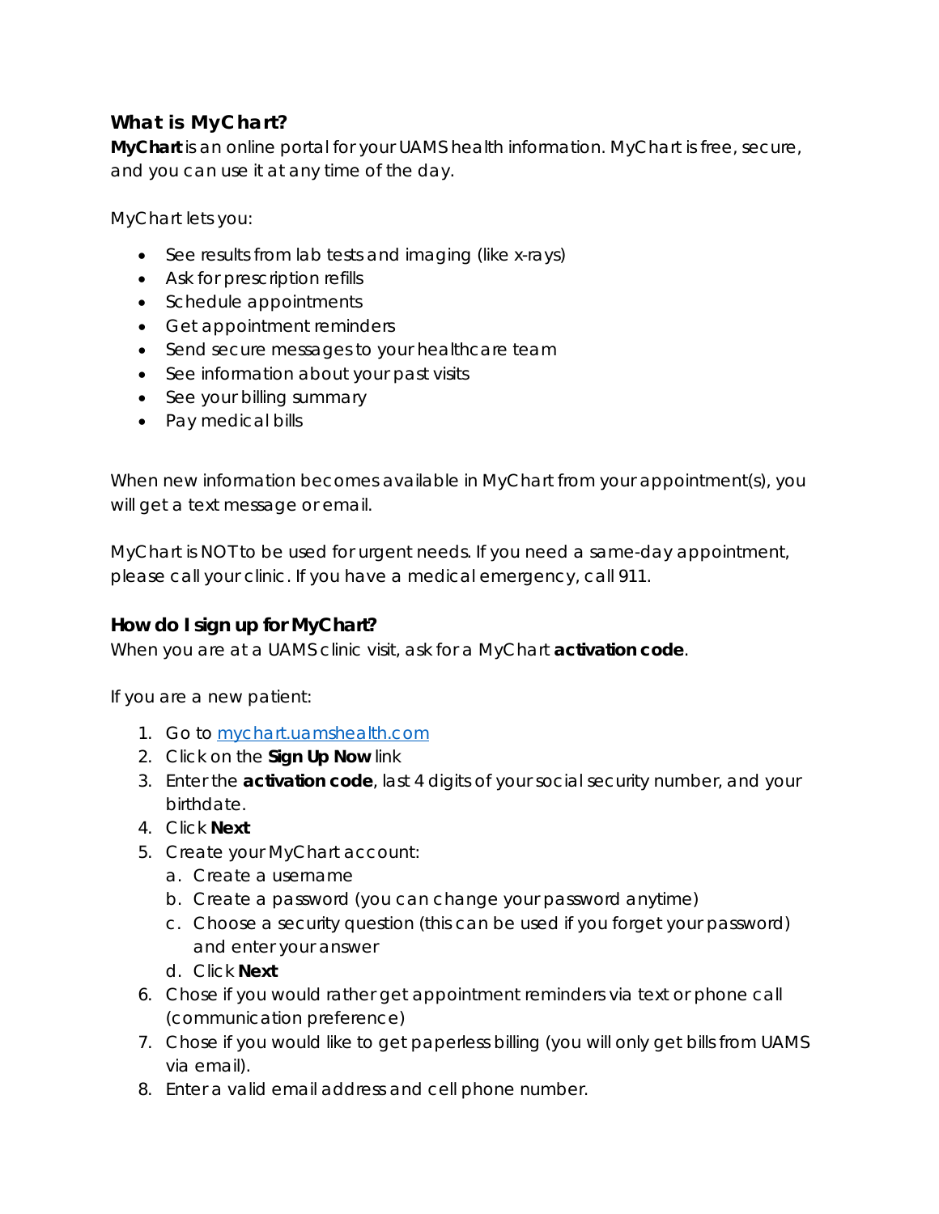### What is MyChart?

**MyChart** is an online portal for your UAMS health information. MyChart is free, secure, and you can use it at any time of the day.

MyChart lets you:

- See results from lab tests and imaging (like x-rays)
- Ask for prescription refills
- Schedule appointments
- Get appointment reminders
- Send secure messages to your healthcare team
- See information about your past visits
- See your billing summary
- Pay medical bills

When new information becomes available in MyChart from your appointment(s), you will get a text message or email.

MyChart is NOT to be used for urgent needs. If you need a same-day appointment, please call your clinic. If you have a medical emergency, call 911.

### How do I sign up for MyChart?

When you are at a UAMS clinic visit, ask for a MyChart **activation code**.

If you are a new patient:

1. Go to [mychart.uamshealth.com](mychart.uamshealth.com)
2. Click on the **Sign Up Now** link
3. Enter the **activation code**, last 4 digits of your social security number, and your birthdate.
4. Click **Next**
5. Create your MyChart account:
   a. Create a username
   b. Create a password (you can change your password anytime)
   c. Choose a security question (this can be used if you forget your password) and enter your answer
   d. Click **Next**
6. Chose if you would rather get appointment reminders via text or phone call (communication preference)
7. Chose if you would like to get paperless billing (you will only get bills from UAMS via email).
8. Enter a valid email address and cell phone number.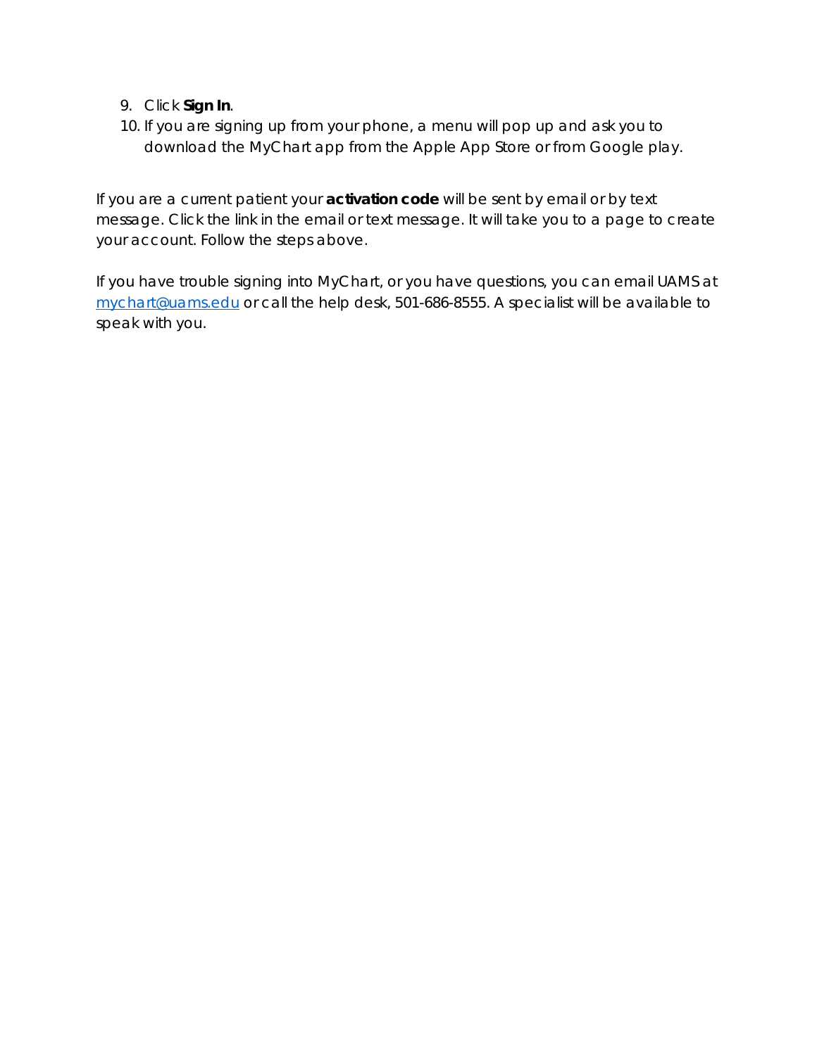9. Click **Sign In**.
10. If you are signing up from your phone, a menu will pop up and ask you to download the MyChart app from the Apple App Store or from Google play.

If you are a current patient your **activation code** will be sent by email or by text message. Click the link in the email or text message. It will take you to a page to create your account. Follow the steps above.

If you have trouble signing into MyChart, or you have questions, you can email UAMS at [mychart@uams.edu](mailto:mychart@uams.edu) or call the help desk, 501-686-8555. A specialist will be available to speak with you.